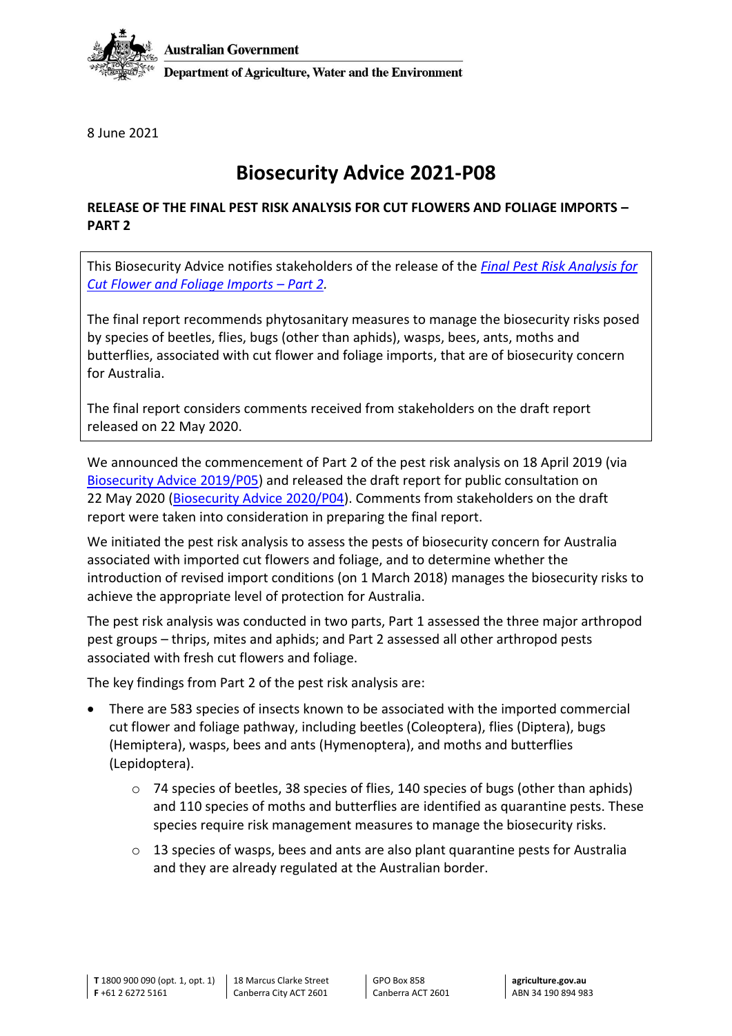Australian Government

Department of Agriculture, Water and the Environment

8 June 2021

# Biosecurity Advice 2021-P08

**RELEASE OF THE FINAL PEST RISK ANALYSIS FOR CUT FLOWERS AND FOLIAGE IMPORTS – PART 2**

This Biosecurity Advice notifies stakeholders of the release of the *Final Pest Risk Analysis for Cut Flower and Foliage Imports – Part 2*.

The final report recommends phytosanitary measures to manage the biosecurity risks posed by species of beetles, flies, bugs (other than aphids), wasps, bees, ants, moths and butterflies, associated with cut flower and foliage imports, that are of biosecurity concern for Australia.

The final report considers comments received from stakeholders on the draft report released on 22 May 2020.

We announced the commencement of Part 2 of the pest risk analysis on 18 April 2019 (via Biosecurity Advice 2019/P05) and released the draft report for public consultation on 22 May 2020 (Biosecurity Advice 2020/P04). Comments from stakeholders on the draft report were taken into consideration in preparing the final report.

We initiated the pest risk analysis to assess the pests of biosecurity concern for Australia associated with imported cut flowers and foliage, and to determine whether the introduction of revised import conditions (on 1 March 2018) manages the biosecurity risks to achieve the appropriate level of protection for Australia.

The pest risk analysis was conducted in two parts, Part 1 assessed the three major arthropod pest groups – thrips, mites and aphids; and Part 2 assessed all other arthropod pests associated with fresh cut flowers and foliage.

The key findings from Part 2 of the pest risk analysis are:

- There are 583 species of insects known to be associated with the imported commercial cut flower and foliage pathway, including beetles (Coleoptera), flies (Diptera), bugs (Hemiptera), wasps, bees and ants (Hymenoptera), and moths and butterflies (Lepidoptera).
  - 74 species of beetles, 38 species of flies, 140 species of bugs (other than aphids) and 110 species of moths and butterflies are identified as quarantine pests. These species require risk management measures to manage the biosecurity risks.
  - 13 species of wasps, bees and ants are also plant quarantine pests for Australia and they are already regulated at the Australian border.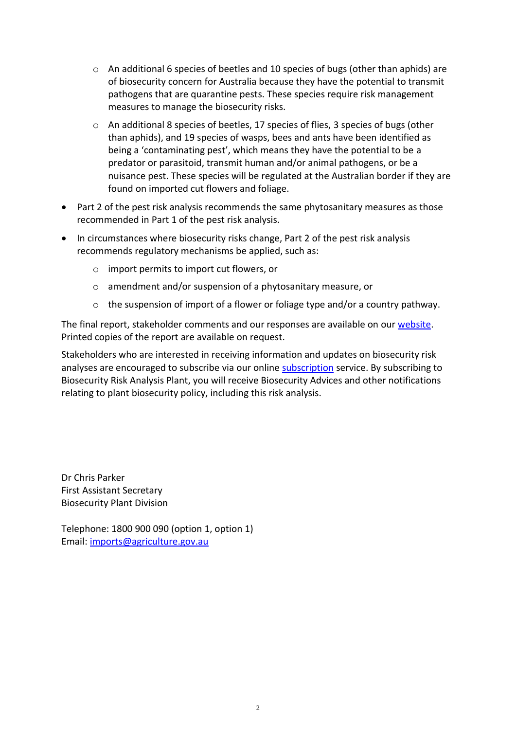- An additional 6 species of beetles and 10 species of bugs (other than aphids) are of biosecurity concern for Australia because they have the potential to transmit pathogens that are quarantine pests. These species require risk management measures to manage the biosecurity risks.
    - An additional 8 species of beetles, 17 species of flies, 3 species of bugs (other than aphids), and 19 species of wasps, bees and ants have been identified as being a 'contaminating pest', which means they have the potential to be a predator or parasitoid, transmit human and/or animal pathogens, or be a nuisance pest. These species will be regulated at the Australian border if they are found on imported cut flowers and foliage.
- Part 2 of the pest risk analysis recommends the same phytosanitary measures as those recommended in Part 1 of the pest risk analysis.
- In circumstances where biosecurity risks change, Part 2 of the pest risk analysis recommends regulatory mechanisms be applied, such as:
    - import permits to import cut flowers, or
    - amendment and/or suspension of a phytosanitary measure, or
    - the suspension of import of a flower or foliage type and/or a country pathway.

The final report, stakeholder comments and our responses are available on our website. Printed copies of the report are available on request.

Stakeholders who are interested in receiving information and updates on biosecurity risk analyses are encouraged to subscribe via our online subscription service. By subscribing to Biosecurity Risk Analysis Plant, you will receive Biosecurity Advices and other notifications relating to plant biosecurity policy, including this risk analysis.

Dr Chris Parker
First Assistant Secretary
Biosecurity Plant Division

Telephone: 1800 900 090 (option 1, option 1)
Email: imports@agriculture.gov.au